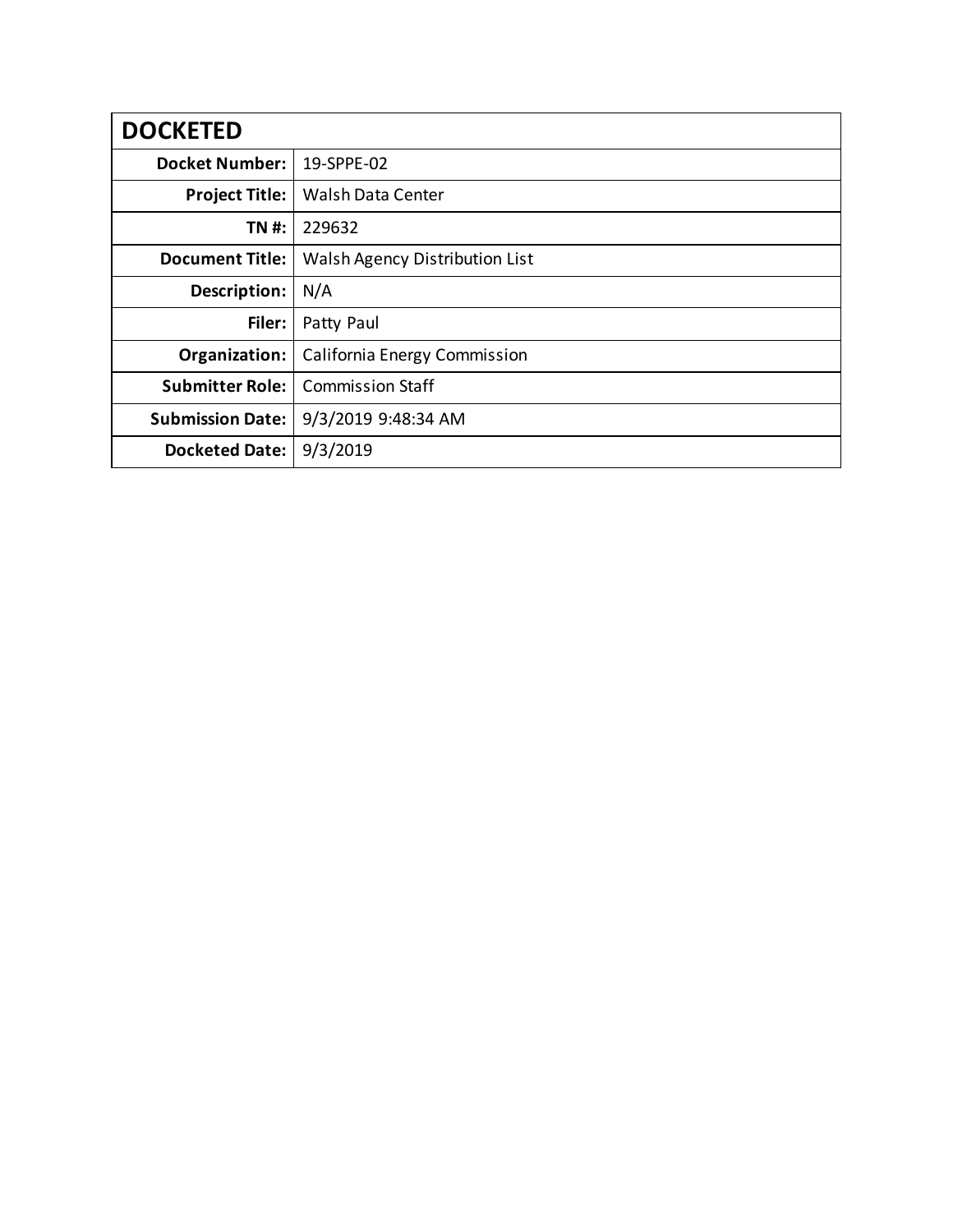| DOCKETED | |
|---|---|
| **Docket Number:** | 19-SPPE-02 |
| **Project Title:** | Walsh Data Center |
| **TN #:** | 229632 |
| **Document Title:** | Walsh Agency Distribution List |
| **Description:** | N/A |
| **Filer:** | Patty Paul |
| **Organization:** | California Energy Commission |
| **Submitter Role:** | Commission Staff |
| **Submission Date:** | 9/3/2019 9:48:34 AM |
| **Docketed Date:** | 9/3/2019 |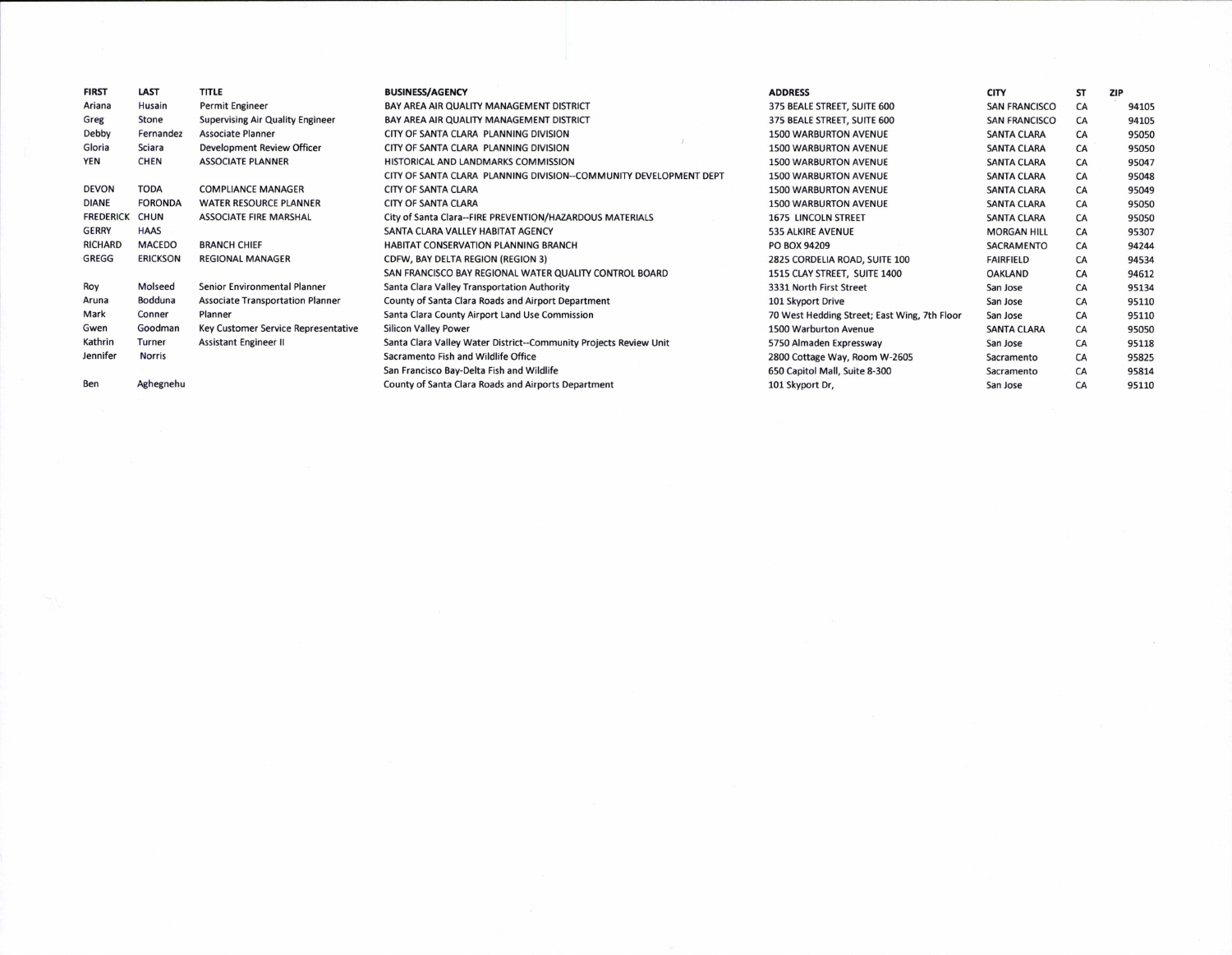| FIRST | LAST | TITLE | BUSINESS/AGENCY | ADDRESS | CITY | ST | ZIP |
|---|---|---|---|---|---|---|---|
| Ariana | Husain | Permit Engineer | BAY AREA AIR QUALITY MANAGEMENT DISTRICT | 375 BEALE STREET, SUITE 600 | SAN FRANCISCO | CA | 94105 |
| Greg | Stone | Supervising Air Quality Engineer | BAY AREA AIR QUALITY MANAGEMENT DISTRICT | 375 BEALE STREET, SUITE 600 | SAN FRANCISCO | CA | 94105 |
| Debby | Fernandez | Associate Planner | CITY OF SANTA CLARA PLANNING DIVISION | 1500 WARBURTON AVENUE | SANTA CLARA | CA | 95050 |
| Gloria | Sciara | Development Review Officer | CITY OF SANTA CLARA PLANNING DIVISION | 1500 WARBURTON AVENUE | SANTA CLARA | CA | 95050 |
| YEN | CHEN | ASSOCIATE PLANNER | HISTORICAL AND LANDMARKS COMMISSION | 1500 WARBURTON AVENUE | SANTA CLARA | CA | 95047 |
| | | | CITY OF SANTA CLARA PLANNING DIVISION--COMMUNITY DEVELOPMENT DEPT | 1500 WARBURTON AVENUE | SANTA CLARA | CA | 95048 |
| DEVON | TODA | COMPLIANCE MANAGER | CITY OF SANTA CLARA | 1500 WARBURTON AVENUE | SANTA CLARA | CA | 95049 |
| DIANE | FORONDA | WATER RESOURCE PLANNER | CITY OF SANTA CLARA | 1500 WARBURTON AVENUE | SANTA CLARA | CA | 95050 |
| FREDERICK | CHUN | ASSOCIATE FIRE MARSHAL | City of Santa Clara--FIRE PREVENTION/HAZARDOUS MATERIALS | 1675 LINCOLN STREET | SANTA CLARA | CA | 95050 |
| GERRY | HAAS | | SANTA CLARA VALLEY HABITAT AGENCY | 535 ALKIRE AVENUE | MORGAN HILL | CA | 95307 |
| RICHARD | MACEDO | BRANCH CHIEF | HABITAT CONSERVATION PLANNING BRANCH | PO BOX 94209 | SACRAMENTO | CA | 94244 |
| GREGG | ERICKSON | REGIONAL MANAGER | CDFW, BAY DELTA REGION (REGION 3) | 2825 CORDELIA ROAD, SUITE 100 | FAIRFIELD | CA | 94534 |
| | | | SAN FRANCISCO BAY REGIONAL WATER QUALITY CONTROL BOARD | 1515 CLAY STREET, SUITE 1400 | OAKLAND | CA | 94612 |
| Roy | Molseed | Senior Environmental Planner | Santa Clara Valley Transportation Authority | 3331 North First Street | San Jose | CA | 95134 |
| Aruna | Bodduna | Associate Transportation Planner | County of Santa Clara Roads and Airport Department | 101 Skyport Drive | San Jose | CA | 95110 |
| Mark | Conner | Planner | Santa Clara County Airport Land Use Commission | 70 West Hedding Street; East Wing, 7th Floor | San Jose | CA | 95110 |
| Gwen | Goodman | Key Customer Service Representative | Silicon Valley Power | 1500 Warburton Avenue | SANTA CLARA | CA | 95050 |
| Kathrin | Turner | Assistant Engineer II | Santa Clara Valley Water District--Community Projects Review Unit | 5750 Almaden Expressway | San Jose | CA | 95118 |
| Jennifer | Norris | | Sacramento Fish and Wildlife Office | 2800 Cottage Way, Room W-2605 | Sacramento | CA | 95825 |
| | | | San Francisco Bay-Delta Fish and Wildlife | 650 Capitol Mall, Suite 8-300 | Sacramento | CA | 95814 |
| Ben | Aghegnehu | | County of Santa Clara Roads and Airports Department | 101 Skyport Dr, | San Jose | CA | 95110 |